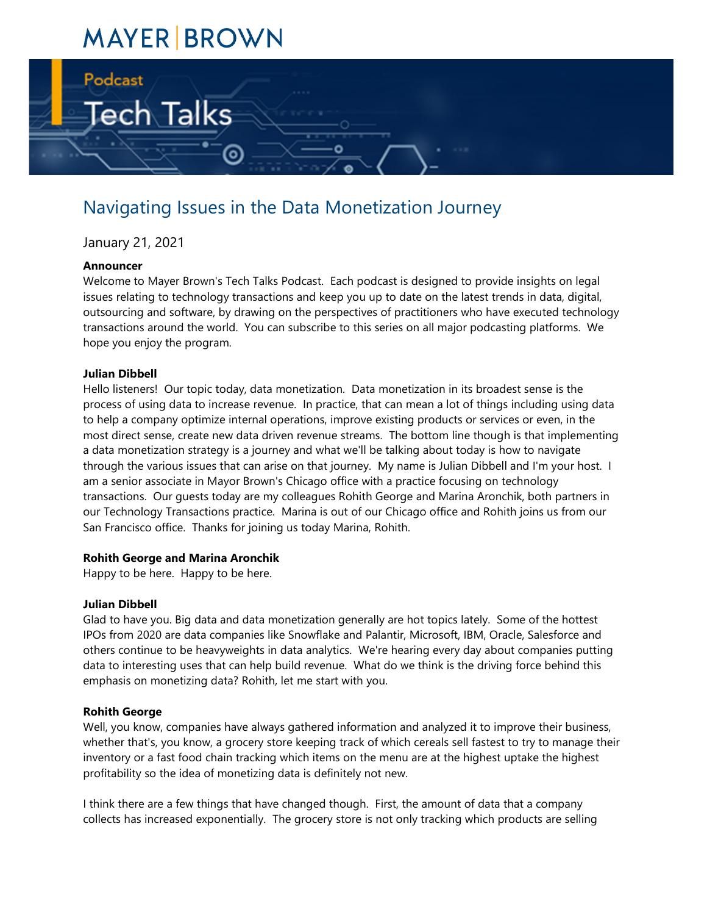MAYER | BROWN

Podcast

Tech Talks

# Navigating Issues in the Data Monetization Journey

January 21, 2021

**Announcer**

Welcome to Mayer Brown's Tech Talks Podcast. Each podcast is designed to provide insights on legal issues relating to technology transactions and keep you up to date on the latest trends in data, digital, outsourcing and software, by drawing on the perspectives of practitioners who have executed technology transactions around the world. You can subscribe to this series on all major podcasting platforms. We hope you enjoy the program.

**Julian Dibbell**

Hello listeners! Our topic today, data monetization. Data monetization in its broadest sense is the process of using data to increase revenue. In practice, that can mean a lot of things including using data to help a company optimize internal operations, improve existing products or services or even, in the most direct sense, create new data driven revenue streams. The bottom line though is that implementing a data monetization strategy is a journey and what we'll be talking about today is how to navigate through the various issues that can arise on that journey. My name is Julian Dibbell and I'm your host. I am a senior associate in Mayor Brown's Chicago office with a practice focusing on technology transactions. Our guests today are my colleagues Rohith George and Marina Aronchik, both partners in our Technology Transactions practice. Marina is out of our Chicago office and Rohith joins us from our San Francisco office. Thanks for joining us today Marina, Rohith.

**Rohith George and Marina Aronchik**

Happy to be here. Happy to be here.

**Julian Dibbell**

Glad to have you. Big data and data monetization generally are hot topics lately. Some of the hottest IPOs from 2020 are data companies like Snowflake and Palantir, Microsoft, IBM, Oracle, Salesforce and others continue to be heavyweights in data analytics. We're hearing every day about companies putting data to interesting uses that can help build revenue. What do we think is the driving force behind this emphasis on monetizing data? Rohith, let me start with you.

**Rohith George**

Well, you know, companies have always gathered information and analyzed it to improve their business, whether that's, you know, a grocery store keeping track of which cereals sell fastest to try to manage their inventory or a fast food chain tracking which items on the menu are at the highest uptake the highest profitability so the idea of monetizing data is definitely not new.

I think there are a few things that have changed though. First, the amount of data that a company collects has increased exponentially. The grocery store is not only tracking which products are selling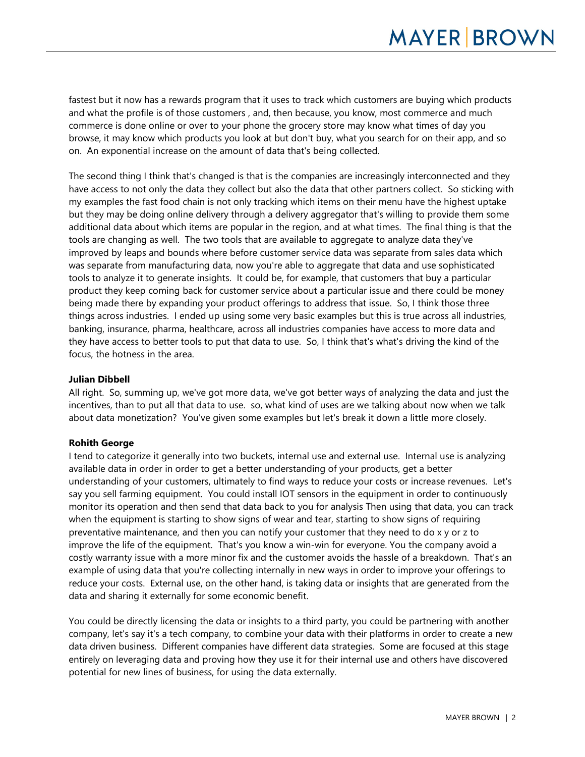fastest but it now has a rewards program that it uses to track which customers are buying which products and what the profile is of those customers , and, then because, you know, most commerce and much commerce is done online or over to your phone the grocery store may know what times of day you browse, it may know which products you look at but don't buy, what you search for on their app, and so on. An exponential increase on the amount of data that's being collected.

The second thing I think that's changed is that is the companies are increasingly interconnected and they have access to not only the data they collect but also the data that other partners collect. So sticking with my examples the fast food chain is not only tracking which items on their menu have the highest uptake but they may be doing online delivery through a delivery aggregator that's willing to provide them some additional data about which items are popular in the region, and at what times. The final thing is that the tools are changing as well. The two tools that are available to aggregate to analyze data they've improved by leaps and bounds where before customer service data was separate from sales data which was separate from manufacturing data, now you're able to aggregate that data and use sophisticated tools to analyze it to generate insights. It could be, for example, that customers that buy a particular product they keep coming back for customer service about a particular issue and there could be money being made there by expanding your product offerings to address that issue. So, I think those three things across industries. I ended up using some very basic examples but this is true across all industries, banking, insurance, pharma, healthcare, across all industries companies have access to more data and they have access to better tools to put that data to use. So, I think that's what's driving the kind of the focus, the hotness in the area.

**Julian Dibbell**
All right. So, summing up, we've got more data, we've got better ways of analyzing the data and just the incentives, than to put all that data to use. so, what kind of uses are we talking about now when we talk about data monetization? You've given some examples but let's break it down a little more closely.

**Rohith George**
I tend to categorize it generally into two buckets, internal use and external use. Internal use is analyzing available data in order in order to get a better understanding of your products, get a better understanding of your customers, ultimately to find ways to reduce your costs or increase revenues. Let's say you sell farming equipment. You could install IOT sensors in the equipment in order to continuously monitor its operation and then send that data back to you for analysis Then using that data, you can track when the equipment is starting to show signs of wear and tear, starting to show signs of requiring preventative maintenance, and then you can notify your customer that they need to do x y or z to improve the life of the equipment. That's you know a win-win for everyone. You the company avoid a costly warranty issue with a more minor fix and the customer avoids the hassle of a breakdown. That's an example of using data that you're collecting internally in new ways in order to improve your offerings to reduce your costs. External use, on the other hand, is taking data or insights that are generated from the data and sharing it externally for some economic benefit.

You could be directly licensing the data or insights to a third party, you could be partnering with another company, let's say it's a tech company, to combine your data with their platforms in order to create a new data driven business. Different companies have different data strategies. Some are focused at this stage entirely on leveraging data and proving how they use it for their internal use and others have discovered potential for new lines of business, for using the data externally.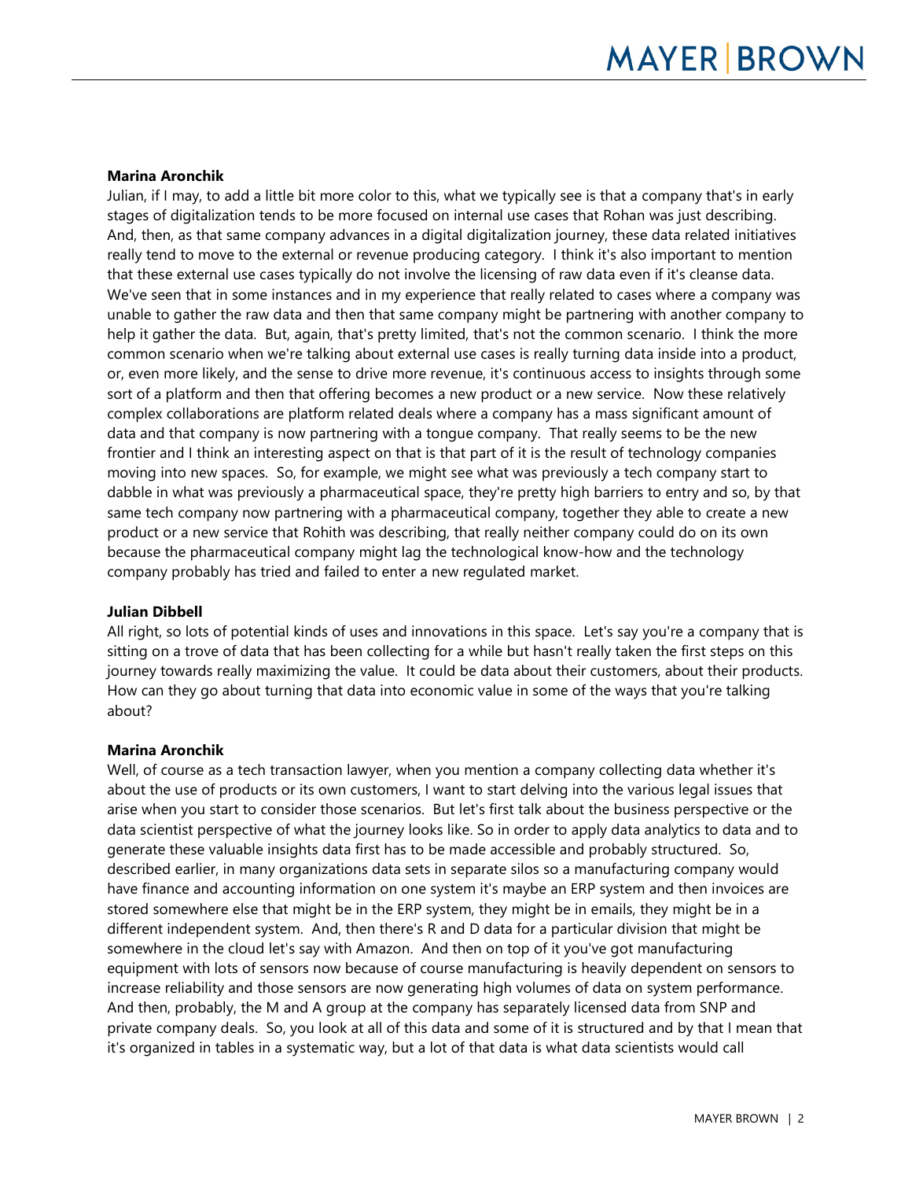**Marina Aronchik**

Julian, if I may, to add a little bit more color to this, what we typically see is that a company that's in early stages of digitalization tends to be more focused on internal use cases that Rohan was just describing. And, then, as that same company advances in a digital digitalization journey, these data related initiatives really tend to move to the external or revenue producing category. I think it's also important to mention that these external use cases typically do not involve the licensing of raw data even if it's cleanse data. We've seen that in some instances and in my experience that really related to cases where a company was unable to gather the raw data and then that same company might be partnering with another company to help it gather the data. But, again, that's pretty limited, that's not the common scenario. I think the more common scenario when we're talking about external use cases is really turning data inside into a product, or, even more likely, and the sense to drive more revenue, it's continuous access to insights through some sort of a platform and then that offering becomes a new product or a new service. Now these relatively complex collaborations are platform related deals where a company has a mass significant amount of data and that company is now partnering with a tongue company. That really seems to be the new frontier and I think an interesting aspect on that is that part of it is the result of technology companies moving into new spaces. So, for example, we might see what was previously a tech company start to dabble in what was previously a pharmaceutical space, they're pretty high barriers to entry and so, by that same tech company now partnering with a pharmaceutical company, together they able to create a new product or a new service that Rohith was describing, that really neither company could do on its own because the pharmaceutical company might lag the technological know-how and the technology company probably has tried and failed to enter a new regulated market.

**Julian Dibbell**

All right, so lots of potential kinds of uses and innovations in this space. Let's say you're a company that is sitting on a trove of data that has been collecting for a while but hasn't really taken the first steps on this journey towards really maximizing the value. It could be data about their customers, about their products. How can they go about turning that data into economic value in some of the ways that you're talking about?

**Marina Aronchik**

Well, of course as a tech transaction lawyer, when you mention a company collecting data whether it's about the use of products or its own customers, I want to start delving into the various legal issues that arise when you start to consider those scenarios. But let's first talk about the business perspective or the data scientist perspective of what the journey looks like. So in order to apply data analytics to data and to generate these valuable insights data first has to be made accessible and probably structured. So, described earlier, in many organizations data sets in separate silos so a manufacturing company would have finance and accounting information on one system it's maybe an ERP system and then invoices are stored somewhere else that might be in the ERP system, they might be in emails, they might be in a different independent system. And, then there's R and D data for a particular division that might be somewhere in the cloud let's say with Amazon. And then on top of it you've got manufacturing equipment with lots of sensors now because of course manufacturing is heavily dependent on sensors to increase reliability and those sensors are now generating high volumes of data on system performance. And then, probably, the M and A group at the company has separately licensed data from SNP and private company deals. So, you look at all of this data and some of it is structured and by that I mean that it's organized in tables in a systematic way, but a lot of that data is what data scientists would call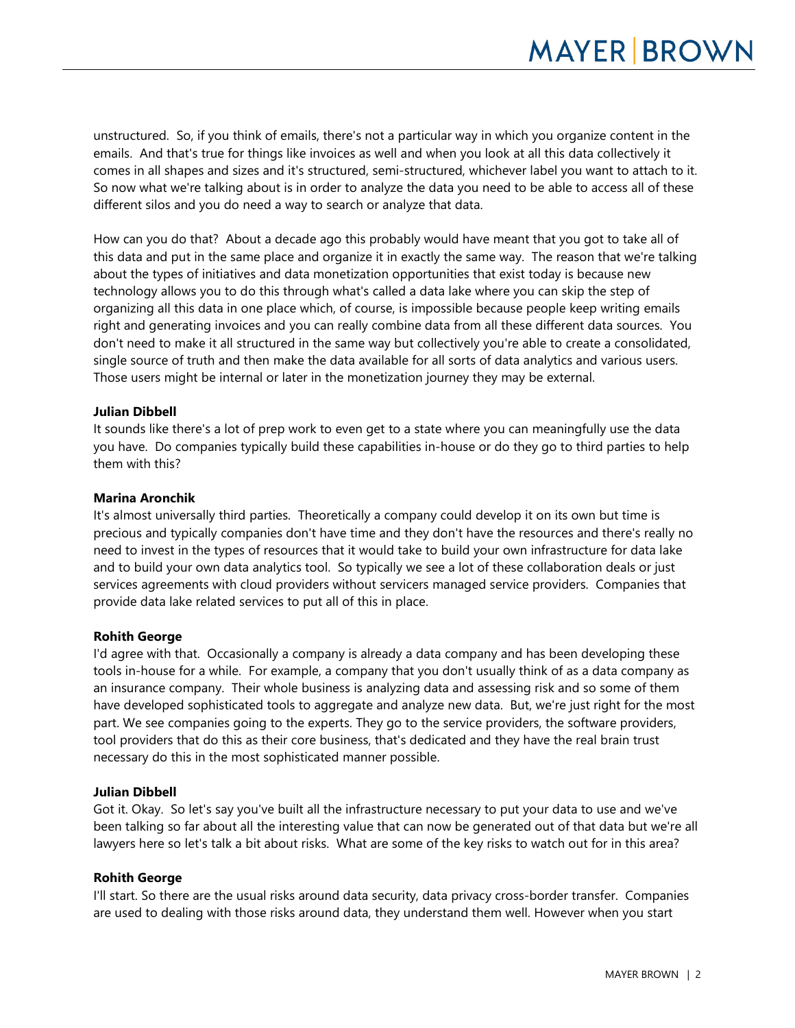unstructured. So, if you think of emails, there's not a particular way in which you organize content in the emails. And that's true for things like invoices as well and when you look at all this data collectively it comes in all shapes and sizes and it's structured, semi-structured, whichever label you want to attach to it. So now what we're talking about is in order to analyze the data you need to be able to access all of these different silos and you do need a way to search or analyze that data.

How can you do that? About a decade ago this probably would have meant that you got to take all of this data and put in the same place and organize it in exactly the same way. The reason that we're talking about the types of initiatives and data monetization opportunities that exist today is because new technology allows you to do this through what's called a data lake where you can skip the step of organizing all this data in one place which, of course, is impossible because people keep writing emails right and generating invoices and you can really combine data from all these different data sources. You don't need to make it all structured in the same way but collectively you're able to create a consolidated, single source of truth and then make the data available for all sorts of data analytics and various users. Those users might be internal or later in the monetization journey they may be external.

**Julian Dibbell**
It sounds like there's a lot of prep work to even get to a state where you can meaningfully use the data you have. Do companies typically build these capabilities in-house or do they go to third parties to help them with this?

**Marina Aronchik**
It's almost universally third parties. Theoretically a company could develop it on its own but time is precious and typically companies don't have time and they don't have the resources and there's really no need to invest in the types of resources that it would take to build your own infrastructure for data lake and to build your own data analytics tool. So typically we see a lot of these collaboration deals or just services agreements with cloud providers without servicers managed service providers. Companies that provide data lake related services to put all of this in place.

**Rohith George**
I'd agree with that. Occasionally a company is already a data company and has been developing these tools in-house for a while. For example, a company that you don't usually think of as a data company as an insurance company. Their whole business is analyzing data and assessing risk and so some of them have developed sophisticated tools to aggregate and analyze new data. But, we're just right for the most part. We see companies going to the experts. They go to the service providers, the software providers, tool providers that do this as their core business, that's dedicated and they have the real brain trust necessary do this in the most sophisticated manner possible.

**Julian Dibbell**
Got it. Okay. So let's say you've built all the infrastructure necessary to put your data to use and we've been talking so far about all the interesting value that can now be generated out of that data but we're all lawyers here so let's talk a bit about risks. What are some of the key risks to watch out for in this area?

**Rohith George**
I'll start. So there are the usual risks around data security, data privacy cross-border transfer. Companies are used to dealing with those risks around data, they understand them well. However when you start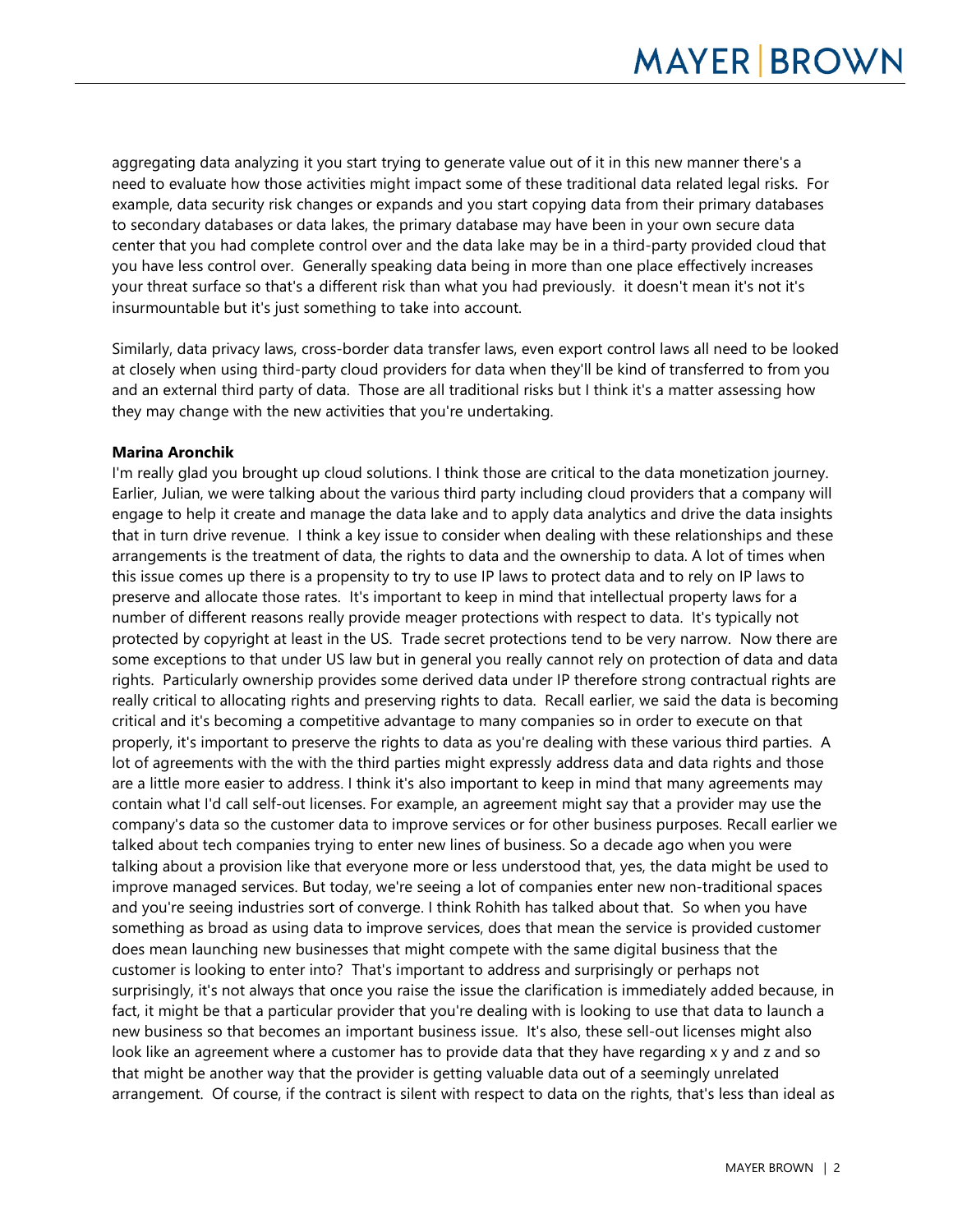aggregating data analyzing it you start trying to generate value out of it in this new manner there's a need to evaluate how those activities might impact some of these traditional data related legal risks. For example, data security risk changes or expands and you start copying data from their primary databases to secondary databases or data lakes, the primary database may have been in your own secure data center that you had complete control over and the data lake may be in a third-party provided cloud that you have less control over. Generally speaking data being in more than one place effectively increases your threat surface so that's a different risk than what you had previously. it doesn't mean it's not it's insurmountable but it's just something to take into account.

Similarly, data privacy laws, cross-border data transfer laws, even export control laws all need to be looked at closely when using third-party cloud providers for data when they'll be kind of transferred to from you and an external third party of data. Those are all traditional risks but I think it's a matter assessing how they may change with the new activities that you're undertaking.

**Marina Aronchik**

I'm really glad you brought up cloud solutions. I think those are critical to the data monetization journey. Earlier, Julian, we were talking about the various third party including cloud providers that a company will engage to help it create and manage the data lake and to apply data analytics and drive the data insights that in turn drive revenue. I think a key issue to consider when dealing with these relationships and these arrangements is the treatment of data, the rights to data and the ownership to data. A lot of times when this issue comes up there is a propensity to try to use IP laws to protect data and to rely on IP laws to preserve and allocate those rates. It's important to keep in mind that intellectual property laws for a number of different reasons really provide meager protections with respect to data. It's typically not protected by copyright at least in the US. Trade secret protections tend to be very narrow. Now there are some exceptions to that under US law but in general you really cannot rely on protection of data and data rights. Particularly ownership provides some derived data under IP therefore strong contractual rights are really critical to allocating rights and preserving rights to data. Recall earlier, we said the data is becoming critical and it's becoming a competitive advantage to many companies so in order to execute on that properly, it's important to preserve the rights to data as you're dealing with these various third parties. A lot of agreements with the with the third parties might expressly address data and data rights and those are a little more easier to address. I think it's also important to keep in mind that many agreements may contain what I'd call self-out licenses. For example, an agreement might say that a provider may use the company's data so the customer data to improve services or for other business purposes. Recall earlier we talked about tech companies trying to enter new lines of business. So a decade ago when you were talking about a provision like that everyone more or less understood that, yes, the data might be used to improve managed services. But today, we're seeing a lot of companies enter new non-traditional spaces and you're seeing industries sort of converge. I think Rohith has talked about that. So when you have something as broad as using data to improve services, does that mean the service is provided customer does mean launching new businesses that might compete with the same digital business that the customer is looking to enter into? That's important to address and surprisingly or perhaps not surprisingly, it's not always that once you raise the issue the clarification is immediately added because, in fact, it might be that a particular provider that you're dealing with is looking to use that data to launch a new business so that becomes an important business issue. It's also, these sell-out licenses might also look like an agreement where a customer has to provide data that they have regarding x y and z and so that might be another way that the provider is getting valuable data out of a seemingly unrelated arrangement. Of course, if the contract is silent with respect to data on the rights, that's less than ideal as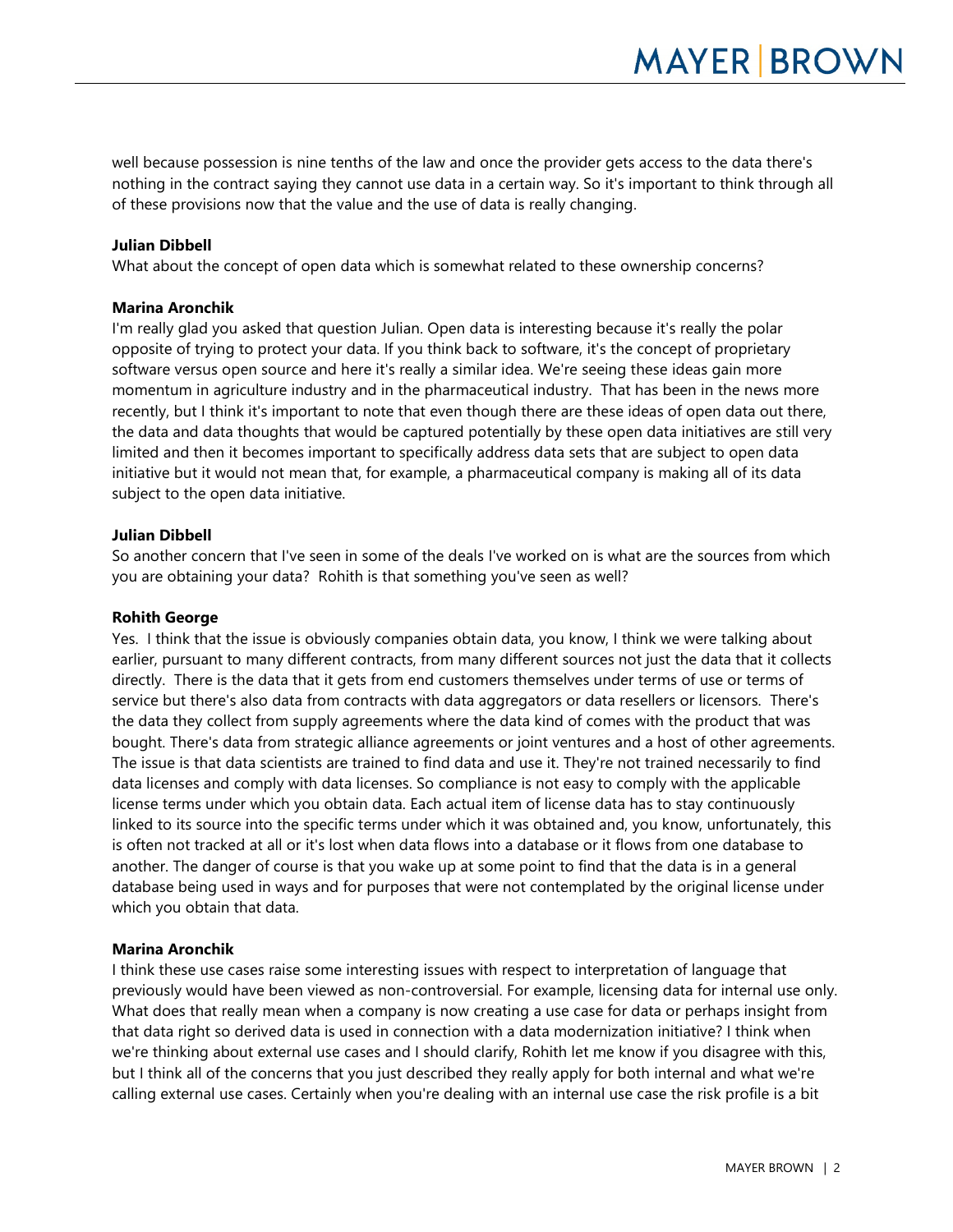well because possession is nine tenths of the law and once the provider gets access to the data there's nothing in the contract saying they cannot use data in a certain way. So it's important to think through all of these provisions now that the value and the use of data is really changing.

**Julian Dibbell**
What about the concept of open data which is somewhat related to these ownership concerns?

**Marina Aronchik**
I'm really glad you asked that question Julian. Open data is interesting because it's really the polar opposite of trying to protect your data. If you think back to software, it's the concept of proprietary software versus open source and here it's really a similar idea. We're seeing these ideas gain more momentum in agriculture industry and in the pharmaceutical industry. That has been in the news more recently, but I think it's important to note that even though there are these ideas of open data out there, the data and data thoughts that would be captured potentially by these open data initiatives are still very limited and then it becomes important to specifically address data sets that are subject to open data initiative but it would not mean that, for example, a pharmaceutical company is making all of its data subject to the open data initiative.

**Julian Dibbell**
So another concern that I've seen in some of the deals I've worked on is what are the sources from which you are obtaining your data? Rohith is that something you've seen as well?

**Rohith George**
Yes. I think that the issue is obviously companies obtain data, you know, I think we were talking about earlier, pursuant to many different contracts, from many different sources not just the data that it collects directly. There is the data that it gets from end customers themselves under terms of use or terms of service but there's also data from contracts with data aggregators or data resellers or licensors. There's the data they collect from supply agreements where the data kind of comes with the product that was bought. There's data from strategic alliance agreements or joint ventures and a host of other agreements. The issue is that data scientists are trained to find data and use it. They're not trained necessarily to find data licenses and comply with data licenses. So compliance is not easy to comply with the applicable license terms under which you obtain data. Each actual item of license data has to stay continuously linked to its source into the specific terms under which it was obtained and, you know, unfortunately, this is often not tracked at all or it's lost when data flows into a database or it flows from one database to another. The danger of course is that you wake up at some point to find that the data is in a general database being used in ways and for purposes that were not contemplated by the original license under which you obtain that data.

**Marina Aronchik**
I think these use cases raise some interesting issues with respect to interpretation of language that previously would have been viewed as non-controversial. For example, licensing data for internal use only. What does that really mean when a company is now creating a use case for data or perhaps insight from that data right so derived data is used in connection with a data modernization initiative? I think when we're thinking about external use cases and I should clarify, Rohith let me know if you disagree with this, but I think all of the concerns that you just described they really apply for both internal and what we're calling external use cases. Certainly when you're dealing with an internal use case the risk profile is a bit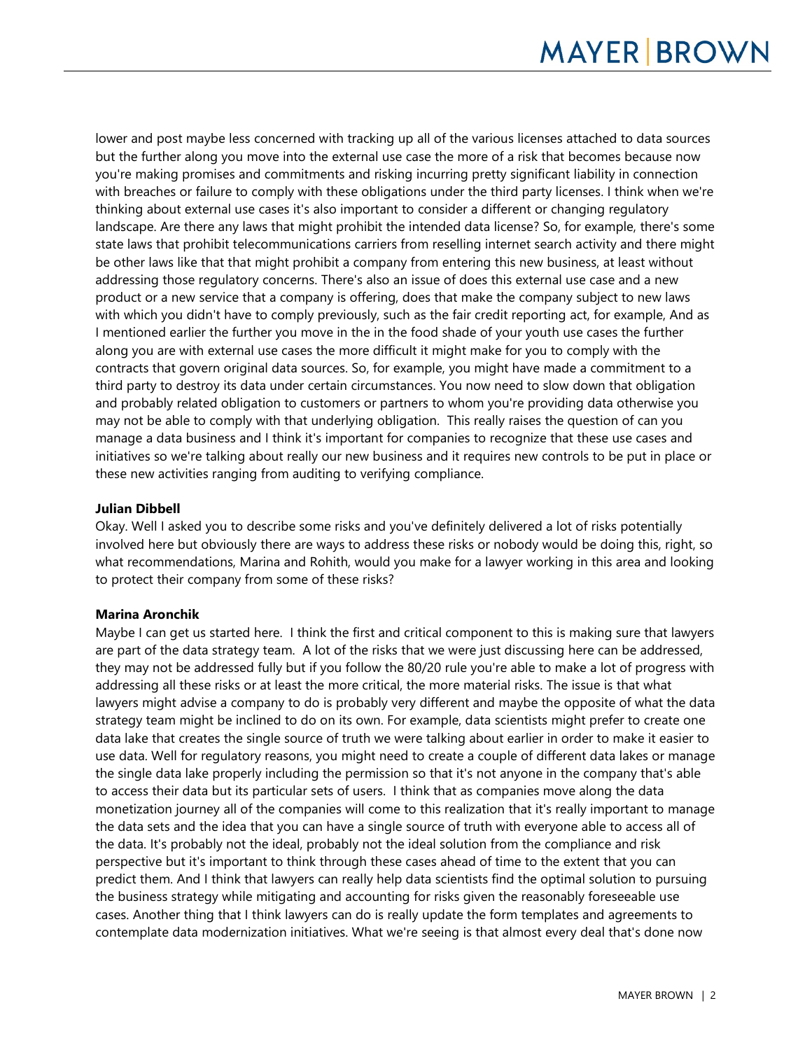lower and post maybe less concerned with tracking up all of the various licenses attached to data sources but the further along you move into the external use case the more of a risk that becomes because now you're making promises and commitments and risking incurring pretty significant liability in connection with breaches or failure to comply with these obligations under the third party licenses. I think when we're thinking about external use cases it's also important to consider a different or changing regulatory landscape. Are there any laws that might prohibit the intended data license? So, for example, there's some state laws that prohibit telecommunications carriers from reselling internet search activity and there might be other laws like that that might prohibit a company from entering this new business, at least without addressing those regulatory concerns. There's also an issue of does this external use case and a new product or a new service that a company is offering, does that make the company subject to new laws with which you didn't have to comply previously, such as the fair credit reporting act, for example, And as I mentioned earlier the further you move in the in the food shade of your youth use cases the further along you are with external use cases the more difficult it might make for you to comply with the contracts that govern original data sources. So, for example, you might have made a commitment to a third party to destroy its data under certain circumstances. You now need to slow down that obligation and probably related obligation to customers or partners to whom you're providing data otherwise you may not be able to comply with that underlying obligation. This really raises the question of can you manage a data business and I think it's important for companies to recognize that these use cases and initiatives so we're talking about really our new business and it requires new controls to be put in place or these new activities ranging from auditing to verifying compliance.

**Julian Dibbell**

Okay. Well I asked you to describe some risks and you've definitely delivered a lot of risks potentially involved here but obviously there are ways to address these risks or nobody would be doing this, right, so what recommendations, Marina and Rohith, would you make for a lawyer working in this area and looking to protect their company from some of these risks?

**Marina Aronchik**

Maybe I can get us started here. I think the first and critical component to this is making sure that lawyers are part of the data strategy team. A lot of the risks that we were just discussing here can be addressed, they may not be addressed fully but if you follow the 80/20 rule you're able to make a lot of progress with addressing all these risks or at least the more critical, the more material risks. The issue is that what lawyers might advise a company to do is probably very different and maybe the opposite of what the data strategy team might be inclined to do on its own. For example, data scientists might prefer to create one data lake that creates the single source of truth we were talking about earlier in order to make it easier to use data. Well for regulatory reasons, you might need to create a couple of different data lakes or manage the single data lake properly including the permission so that it's not anyone in the company that's able to access their data but its particular sets of users. I think that as companies move along the data monetization journey all of the companies will come to this realization that it's really important to manage the data sets and the idea that you can have a single source of truth with everyone able to access all of the data. It's probably not the ideal, probably not the ideal solution from the compliance and risk perspective but it's important to think through these cases ahead of time to the extent that you can predict them. And I think that lawyers can really help data scientists find the optimal solution to pursuing the business strategy while mitigating and accounting for risks given the reasonably foreseeable use cases. Another thing that I think lawyers can do is really update the form templates and agreements to contemplate data modernization initiatives. What we're seeing is that almost every deal that's done now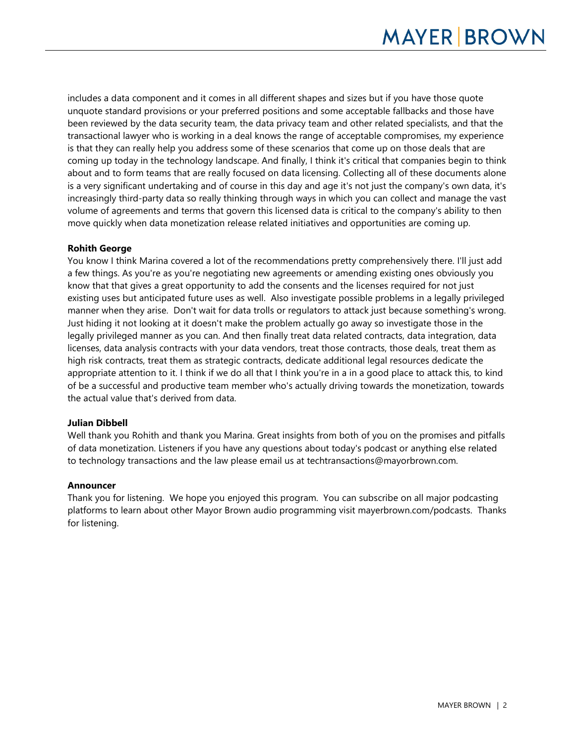includes a data component and it comes in all different shapes and sizes but if you have those quote unquote standard provisions or your preferred positions and some acceptable fallbacks and those have been reviewed by the data security team, the data privacy team and other related specialists, and that the transactional lawyer who is working in a deal knows the range of acceptable compromises, my experience is that they can really help you address some of these scenarios that come up on those deals that are coming up today in the technology landscape. And finally, I think it's critical that companies begin to think about and to form teams that are really focused on data licensing. Collecting all of these documents alone is a very significant undertaking and of course in this day and age it's not just the company's own data, it's increasingly third-party data so really thinking through ways in which you can collect and manage the vast volume of agreements and terms that govern this licensed data is critical to the company's ability to then move quickly when data monetization release related initiatives and opportunities are coming up.

**Rohith George**
You know I think Marina covered a lot of the recommendations pretty comprehensively there. I'll just add a few things. As you're as you're negotiating new agreements or amending existing ones obviously you know that that gives a great opportunity to add the consents and the licenses required for not just existing uses but anticipated future uses as well. Also investigate possible problems in a legally privileged manner when they arise. Don't wait for data trolls or regulators to attack just because something's wrong. Just hiding it not looking at it doesn't make the problem actually go away so investigate those in the legally privileged manner as you can. And then finally treat data related contracts, data integration, data licenses, data analysis contracts with your data vendors, treat those contracts, those deals, treat them as high risk contracts, treat them as strategic contracts, dedicate additional legal resources dedicate the appropriate attention to it. I think if we do all that I think you're in a in a good place to attack this, to kind of be a successful and productive team member who's actually driving towards the monetization, towards the actual value that's derived from data.

**Julian Dibbell**
Well thank you Rohith and thank you Marina. Great insights from both of you on the promises and pitfalls of data monetization. Listeners if you have any questions about today's podcast or anything else related to technology transactions and the law please email us at techtransactions@mayorbrown.com.

**Announcer**
Thank you for listening. We hope you enjoyed this program. You can subscribe on all major podcasting platforms to learn about other Mayor Brown audio programming visit mayerbrown.com/podcasts. Thanks for listening.